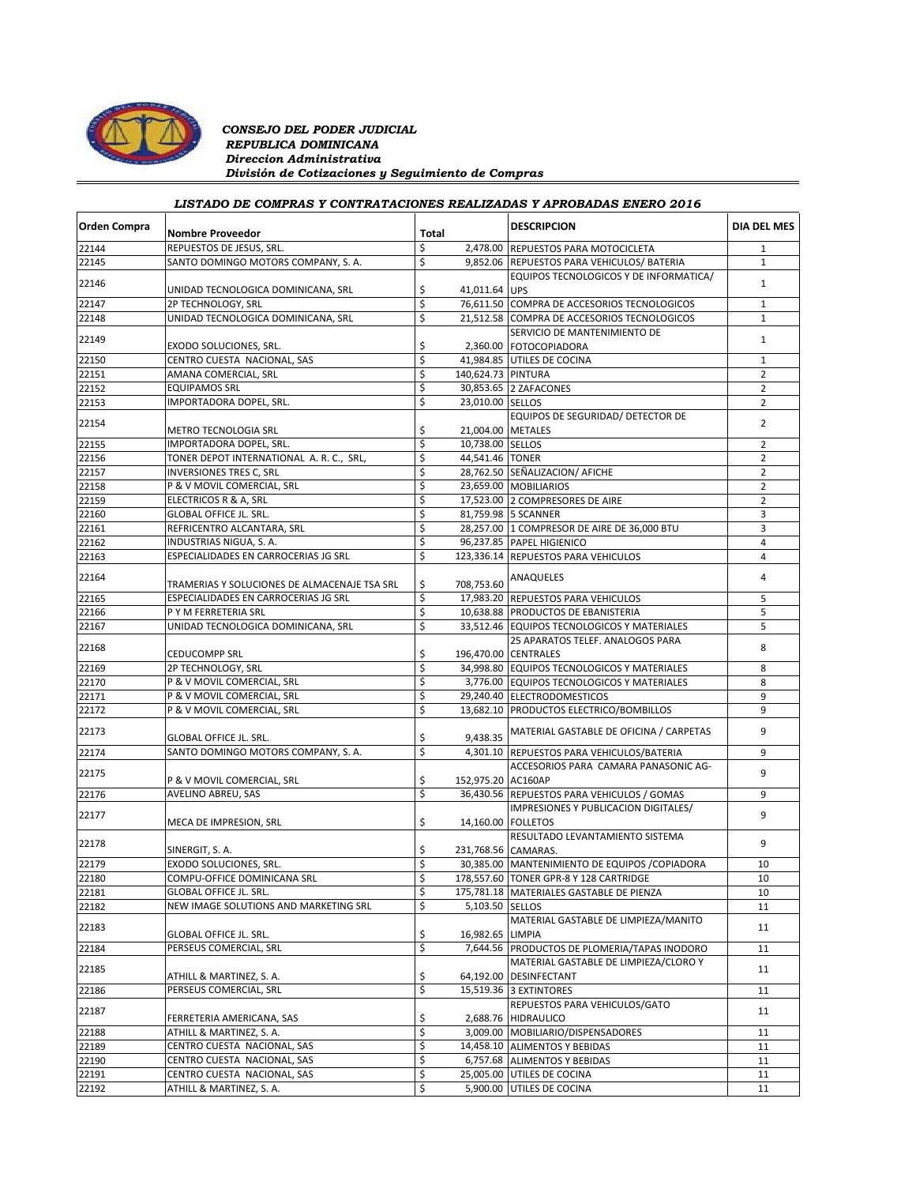*CONSEJO DEL PODER JUDICIAL*
*REPUBLICA DOMINICANA*
*Direccion Administrativa*
*División de Cotizaciones y Seguimiento de Compras*

***LISTADO DE COMPRAS Y CONTRATACIONES REALIZADAS Y APROBADAS ENERO 2016***

| Orden Compra | Nombre Proveedor | Total | DESCRIPCION | DIA DEL MES |
|---|---|---|---|---|
| 22144 | REPUESTOS DE JESUS, SRL. | $ 2,478.00 | REPUESTOS PARA MOTOCICLETA | 1 |
| 22145 | SANTO DOMINGO MOTORS COMPANY, S. A. | $ 9,852.06 | REPUESTOS PARA VEHICULOS/ BATERIA | 1 |
| 22146 | UNIDAD TECNOLOGICA DOMINICANA, SRL | $ 41,011.64 | EQUIPOS TECNOLOGICOS Y DE INFORMATICA/ UPS | 1 |
| 22147 | 2P TECHNOLOGY, SRL | $ 76,611.50 | COMPRA DE ACCESORIOS TECNOLOGICOS | 1 |
| 22148 | UNIDAD TECNOLOGICA DOMINICANA, SRL | $ 21,512.58 | COMPRA DE ACCESORIOS TECNOLOGICOS | 1 |
| 22149 | EXODO SOLUCIONES, SRL. | $ 2,360.00 | SERVICIO DE MANTENIMIENTO DE FOTOCOPIADORA | 1 |
| 22150 | CENTRO CUESTA NACIONAL, SAS | $ 41,984.85 | UTILES DE COCINA | 1 |
| 22151 | AMANA COMERCIAL, SRL | $ 140,624.73 | PINTURA | 2 |
| 22152 | EQUIPAMOS SRL | $ 30,853.65 | 2 ZAFACONES | 2 |
| 22153 | IMPORTADORA DOPEL, SRL. | $ 23,010.00 | SELLOS | 2 |
| 22154 | METRO TECNOLOGIA SRL | $ 21,004.00 | EQUIPOS DE SEGURIDAD/ DETECTOR DE METALES | 2 |
| 22155 | IMPORTADORA DOPEL, SRL. | $ 10,738.00 | SELLOS | 2 |
| 22156 | TONER DEPOT INTERNATIONAL A. R. C., SRL, | $ 44,541.46 | TONER | 2 |
| 22157 | INVERSIONES TRES C, SRL | $ 28,762.50 | SEÑALIZACION/ AFICHE | 2 |
| 22158 | P & V MOVIL COMERCIAL, SRL | $ 23,659.00 | MOBILIARIOS | 2 |
| 22159 | ELECTRICOS R & A, SRL | $ 17,523.00 | 2 COMPRESORES DE AIRE | 2 |
| 22160 | GLOBAL OFFICE JL. SRL. | $ 81,759.98 | 5 SCANNER | 3 |
| 22161 | REFRICENTRO ALCANTARA, SRL | $ 28,257.00 | 1 COMPRESOR DE AIRE DE 36,000 BTU | 3 |
| 22162 | INDUSTRIAS NIGUA, S. A. | $ 96,237.85 | PAPEL HIGIENICO | 4 |
| 22163 | ESPECIALIDADES EN CARROCERIAS JG SRL | $ 123,336.14 | REPUESTOS PARA VEHICULOS | 4 |
| 22164 | TRAMERIAS Y SOLUCIONES DE ALMACENAJE TSA SRL | $ 708,753.60 | ANAQUELES | 4 |
| 22165 | ESPECIALIDADES EN CARROCERIAS JG SRL | $ 17,983.20 | REPUESTOS PARA VEHICULOS | 5 |
| 22166 | P Y M FERRETERIA SRL | $ 10,638.88 | PRODUCTOS DE EBANISTERIA | 5 |
| 22167 | UNIDAD TECNOLOGICA DOMINICANA, SRL | $ 33,512.46 | EQUIPOS TECNOLOGICOS Y MATERIALES | 5 |
| 22168 | CEDUCOMPP SRL | $ 196,470.00 | 25 APARATOS TELEF. ANALOGOS PARA CENTRALES | 8 |
| 22169 | 2P TECHNOLOGY, SRL | $ 34,998.80 | EQUIPOS TECNOLOGICOS Y MATERIALES | 8 |
| 22170 | P & V MOVIL COMERCIAL, SRL | $ 3,776.00 | EQUIPOS TECNOLOGICOS Y MATERIALES | 8 |
| 22171 | P & V MOVIL COMERCIAL, SRL | $ 29,240.40 | ELECTRODOMESTICOS | 9 |
| 22172 | P & V MOVIL COMERCIAL, SRL | $ 13,682.10 | PRODUCTOS ELECTRICO/BOMBILLOS | 9 |
| 22173 | GLOBAL OFFICE JL. SRL. | $ 9,438.35 | MATERIAL GASTABLE DE OFICINA / CARPETAS | 9 |
| 22174 | SANTO DOMINGO MOTORS COMPANY, S. A. | $ 4,301.10 | REPUESTOS PARA VEHICULOS/BATERIA | 9 |
| 22175 | P & V MOVIL COMERCIAL, SRL | $ 152,975.20 | ACCESORIOS PARA CAMARA PANASONIC AG-AC160AP | 9 |
| 22176 | AVELINO ABREU, SAS | $ 36,430.56 | REPUESTOS PARA VEHICULOS / GOMAS | 9 |
| 22177 | MECA DE IMPRESION, SRL | $ 14,160.00 | IMPRESIONES Y PUBLICACION DIGITALES/ FOLLETOS | 9 |
| 22178 | SINERGIT, S. A. | $ 231,768.56 | RESULTADO LEVANTAMIENTO SISTEMA CAMARAS. | 9 |
| 22179 | EXODO SOLUCIONES, SRL. | $ 30,385.00 | MANTENIMIENTO DE EQUIPOS /COPIADORA | 10 |
| 22180 | COMPU-OFFICE DOMINICANA SRL | $ 178,557.60 | TONER GPR-8 Y 128 CARTRIDGE | 10 |
| 22181 | GLOBAL OFFICE JL. SRL. | $ 175,781.18 | MATERIALES GASTABLE DE PIENZA | 10 |
| 22182 | NEW IMAGE SOLUTIONS AND MARKETING SRL | $ 5,103.50 | SELLOS | 11 |
| 22183 | GLOBAL OFFICE JL. SRL. | $ 16,982.65 | MATERIAL GASTABLE DE LIMPIEZA/MANITO LIMPIA | 11 |
| 22184 | PERSEUS COMERCIAL, SRL | $ 7,644.56 | PRODUCTOS DE PLOMERIA/TAPAS INODORO | 11 |
| 22185 | ATHILL & MARTINEZ, S. A. | $ 64,192.00 | MATERIAL GASTABLE DE LIMPIEZA/CLORO Y DESINFECTANT | 11 |
| 22186 | PERSEUS COMERCIAL, SRL | $ 15,519.36 | 3 EXTINTORES | 11 |
| 22187 | FERRETERIA AMERICANA, SAS | $ 2,688.76 | REPUESTOS PARA VEHICULOS/GATO HIDRAULICO | 11 |
| 22188 | ATHILL & MARTINEZ, S. A. | $ 3,009.00 | MOBILIARIO/DISPENSADORES | 11 |
| 22189 | CENTRO CUESTA NACIONAL, SAS | $ 14,458.10 | ALIMENTOS Y BEBIDAS | 11 |
| 22190 | CENTRO CUESTA NACIONAL, SAS | $ 6,757.68 | ALIMENTOS Y BEBIDAS | 11 |
| 22191 | CENTRO CUESTA NACIONAL, SAS | $ 25,005.00 | UTILES DE COCINA | 11 |
| 22192 | ATHILL & MARTINEZ, S. A. | $ 5,900.00 | UTILES DE COCINA | 11 |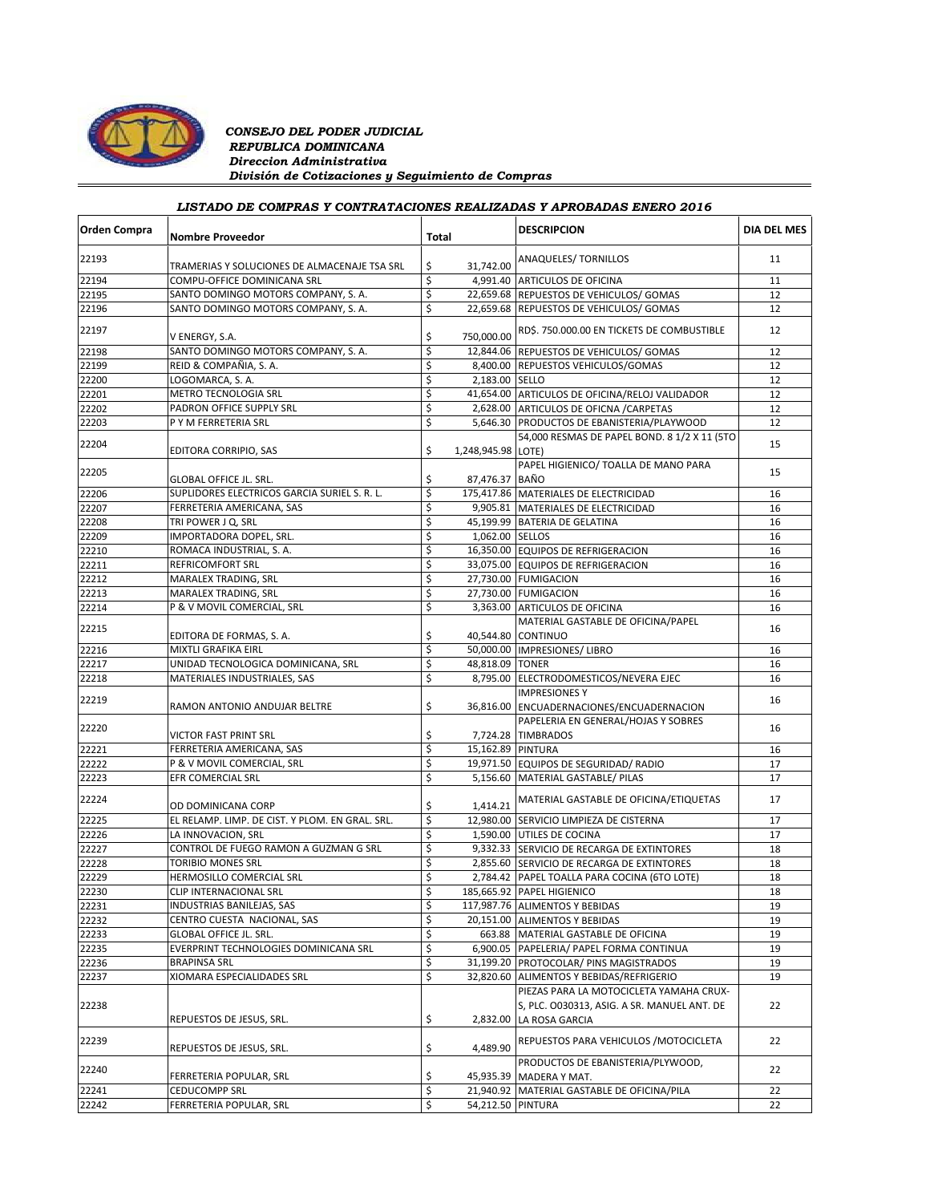*CONSEJO DEL PODER JUDICIAL*
*REPUBLICA DOMINICANA*
*Direccion Administrativa*
*División de Cotizaciones y Seguimiento de Compras*

### *LISTADO DE COMPRAS Y CONTRATACIONES REALIZADAS Y APROBADAS ENERO 2016*

| Orden Compra | Nombre Proveedor | Total | DESCRIPCION | DIA DEL MES |
|---|---|---|---|---|
| 22193 | TRAMERIAS Y SOLUCIONES DE ALMACENAJE TSA SRL | $ 31,742.00 | ANAQUELES/ TORNILLOS | 11 |
| 22194 | COMPU-OFFICE DOMINICANA SRL | $ 4,991.40 | ARTICULOS DE OFICINA | 11 |
| 22195 | SANTO DOMINGO MOTORS COMPANY, S. A. | $ 22,659.68 | REPUESTOS DE VEHICULOS/ GOMAS | 12 |
| 22196 | SANTO DOMINGO MOTORS COMPANY, S. A. | $ 22,659.68 | REPUESTOS DE VEHICULOS/ GOMAS | 12 |
| 22197 | V ENERGY, S.A. | $ 750,000.00 | RD$. 750.000.00 EN TICKETS DE COMBUSTIBLE | 12 |
| 22198 | SANTO DOMINGO MOTORS COMPANY, S. A. | $ 12,844.06 | REPUESTOS DE VEHICULOS/ GOMAS | 12 |
| 22199 | REID & COMPAÑIA, S. A. | $ 8,400.00 | REPUESTOS VEHICULOS/GOMAS | 12 |
| 22200 | LOGOMARCA, S. A. | $ 2,183.00 | SELLO | 12 |
| 22201 | METRO TECNOLOGIA SRL | $ 41,654.00 | ARTICULOS DE OFICINA/RELOJ VALIDADOR | 12 |
| 22202 | PADRON OFFICE SUPPLY SRL | $ 2,628.00 | ARTICULOS DE OFICNA /CARPETAS | 12 |
| 22203 | P Y M FERRETERIA SRL | $ 5,646.30 | PRODUCTOS DE EBANISTERIA/PLAYWOOD | 12 |
| 22204 | EDITORA CORRIPIO, SAS | $ 1,248,945.98 | 54,000 RESMAS DE PAPEL BOND. 8 1/2 X 11 (5TO LOTE) | 15 |
| 22205 | GLOBAL OFFICE JL. SRL. | $ 87,476.37 | PAPEL HIGIENICO/ TOALLA DE MANO PARA BAÑO | 15 |
| 22206 | SUPLIDORES ELECTRICOS GARCIA SURIEL S. R. L. | $ 175,417.86 | MATERIALES DE ELECTRICIDAD | 16 |
| 22207 | FERRETERIA AMERICANA, SAS | $ 9,905.81 | MATERIALES DE ELECTRICIDAD | 16 |
| 22208 | TRI POWER J Q, SRL | $ 45,199.99 | BATERIA DE GELATINA | 16 |
| 22209 | IMPORTADORA DOPEL, SRL. | $ 1,062.00 | SELLOS | 16 |
| 22210 | ROMACA INDUSTRIAL, S. A. | $ 16,350.00 | EQUIPOS DE REFRIGERACION | 16 |
| 22211 | REFRICOMFORT SRL | $ 33,075.00 | EQUIPOS DE REFRIGERACION | 16 |
| 22212 | MARALEX TRADING, SRL | $ 27,730.00 | FUMIGACION | 16 |
| 22213 | MARALEX TRADING, SRL | $ 27,730.00 | FUMIGACION | 16 |
| 22214 | P & V MOVIL COMERCIAL, SRL | $ 3,363.00 | ARTICULOS DE OFICINA | 16 |
| 22215 | EDITORA DE FORMAS, S. A. | $ 40,544.80 | MATERIAL GASTABLE DE OFICINA/PAPEL CONTINUO | 16 |
| 22216 | MIXTLI GRAFIKA EIRL | $ 50,000.00 | IMPRESIONES/ LIBRO | 16 |
| 22217 | UNIDAD TECNOLOGICA DOMINICANA, SRL | $ 48,818.09 | TONER | 16 |
| 22218 | MATERIALES INDUSTRIALES, SAS | $ 8,795.00 | ELECTRODOMESTICOS/NEVERA EJEC | 16 |
| 22219 | RAMON ANTONIO ANDUJAR BELTRE | $ 36,816.00 | IMPRESIONES Y ENCUADERNACIONES/ENCUADERNACION | 16 |
| 22220 | VICTOR FAST PRINT SRL | $ 7,724.28 | PAPELERIA EN GENERAL/HOJAS Y SOBRES TIMBRADOS | 16 |
| 22221 | FERRETERIA AMERICANA, SAS | $ 15,162.89 | PINTURA | 16 |
| 22222 | P & V MOVIL COMERCIAL, SRL | $ 19,971.50 | EQUIPOS DE SEGURIDAD/ RADIO | 17 |
| 22223 | EFR COMERCIAL SRL | $ 5,156.60 | MATERIAL GASTABLE/ PILAS | 17 |
| 22224 | OD DOMINICANA CORP | $ 1,414.21 | MATERIAL GASTABLE DE OFICINA/ETIQUETAS | 17 |
| 22225 | EL RELAMP. LIMP. DE CIST. Y PLOM. EN GRAL. SRL. | $ 12,980.00 | SERVICIO LIMPIEZA DE CISTERNA | 17 |
| 22226 | LA INNOVACION, SRL | $ 1,590.00 | UTILES DE COCINA | 17 |
| 22227 | CONTROL DE FUEGO RAMON A GUZMAN G SRL | $ 9,332.33 | SERVICIO DE RECARGA DE EXTINTORES | 18 |
| 22228 | TORIBIO MONES SRL | $ 2,855.60 | SERVICIO DE RECARGA DE EXTINTORES | 18 |
| 22229 | HERMOSILLO COMERCIAL SRL | $ 2,784.42 | PAPEL TOALLA PARA COCINA (6TO LOTE) | 18 |
| 22230 | CLIP INTERNACIONAL SRL | $ 185,665.92 | PAPEL HIGIENICO | 18 |
| 22231 | INDUSTRIAS BANILEJAS, SAS | $ 117,987.76 | ALIMENTOS Y BEBIDAS | 19 |
| 22232 | CENTRO CUESTA NACIONAL, SAS | $ 20,151.00 | ALIMENTOS Y BEBIDAS | 19 |
| 22233 | GLOBAL OFFICE JL. SRL. | $ 663.88 | MATERIAL GASTABLE DE OFICINA | 19 |
| 22235 | EVERPRINT TECHNOLOGIES DOMINICANA SRL | $ 6,900.05 | PAPELERIA/ PAPEL FORMA CONTINUA | 19 |
| 22236 | BRAPINSA SRL | $ 31,199.20 | PROTOCOLAR/ PINS MAGISTRADOS | 19 |
| 22237 | XIOMARA ESPECIALIDADES SRL | $ 32,820.60 | ALIMENTOS Y BEBIDAS/REFRIGERIO | 19 |
| 22238 | REPUESTOS DE JESUS, SRL. | $ 2,832.00 | PIEZAS PARA LA MOTOCICLETA YAMAHA CRUX-S, PLC. O030313, ASIG. A SR. MANUEL ANT. DE LA ROSA GARCIA | 22 |
| 22239 | REPUESTOS DE JESUS, SRL. | $ 4,489.90 | REPUESTOS PARA VEHICULOS /MOTOCICLETA | 22 |
| 22240 | FERRETERIA POPULAR, SRL | $ 45,935.39 | PRODUCTOS DE EBANISTERIA/PLYWOOD, MADERA Y MAT. | 22 |
| 22241 | CEDUCOMPP SRL | $ 21,940.92 | MATERIAL GASTABLE DE OFICINA/PILA | 22 |
| 22242 | FERRETERIA POPULAR, SRL | $ 54,212.50 | PINTURA | 22 |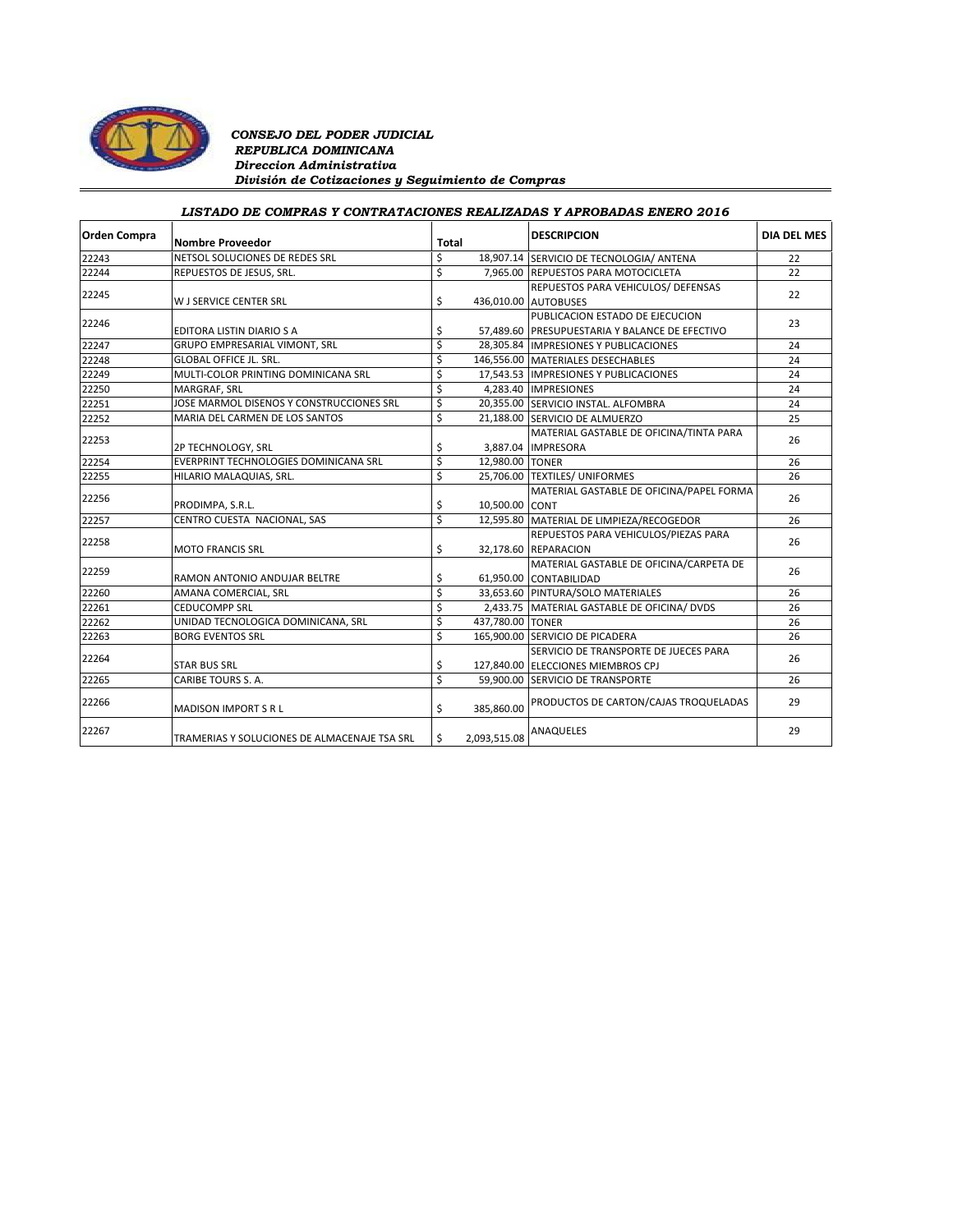*CONSEJO DEL PODER JUDICIAL*
*REPUBLICA DOMINICANA*
*Direccion Administrativa*
*División de Cotizaciones y Seguimiento de Compras*

### *LISTADO DE COMPRAS Y CONTRATACIONES REALIZADAS Y APROBADAS ENERO 2016*

| Orden Compra | Nombre Proveedor | Total | DESCRIPCION | DIA DEL MES |
|---|---|---|---|---|
| 22243 | NETSOL SOLUCIONES DE REDES SRL | $ 18,907.14 | SERVICIO DE TECNOLOGIA/ ANTENA | 22 |
| 22244 | REPUESTOS DE JESUS, SRL. | $ 7,965.00 | REPUESTOS PARA MOTOCICLETA | 22 |
| 22245 | W J SERVICE CENTER SRL | $ 436,010.00 | REPUESTOS PARA VEHICULOS/ DEFENSAS AUTOBUSES | 22 |
| 22246 | EDITORA LISTIN DIARIO S A | $ 57,489.60 | PUBLICACION ESTADO DE EJECUCION PRESUPUESTARIA Y BALANCE DE EFECTIVO | 23 |
| 22247 | GRUPO EMPRESARIAL VIMONT, SRL | $ 28,305.84 | IMPRESIONES Y PUBLICACIONES | 24 |
| 22248 | GLOBAL OFFICE JL. SRL. | $ 146,556.00 | MATERIALES DESECHABLES | 24 |
| 22249 | MULTI-COLOR PRINTING DOMINICANA SRL | $ 17,543.53 | IMPRESIONES Y PUBLICACIONES | 24 |
| 22250 | MARGRAF, SRL | $ 4,283.40 | IMPRESIONES | 24 |
| 22251 | JOSE MARMOL DISENOS Y CONSTRUCCIONES SRL | $ 20,355.00 | SERVICIO INSTAL. ALFOMBRA | 24 |
| 22252 | MARIA DEL CARMEN DE LOS SANTOS | $ 21,188.00 | SERVICIO DE ALMUERZO | 25 |
| 22253 | 2P TECHNOLOGY, SRL | $ 3,887.04 | MATERIAL GASTABLE DE OFICINA/TINTA PARA IMPRESORA | 26 |
| 22254 | EVERPRINT TECHNOLOGIES DOMINICANA SRL | $ 12,980.00 | TONER | 26 |
| 22255 | HILARIO MALAQUIAS, SRL. | $ 25,706.00 | TEXTILES/ UNIFORMES | 26 |
| 22256 | PRODIMPA, S.R.L. | $ 10,500.00 | MATERIAL GASTABLE DE OFICINA/PAPEL FORMA CONT | 26 |
| 22257 | CENTRO CUESTA NACIONAL, SAS | $ 12,595.80 | MATERIAL DE LIMPIEZA/RECOGEDOR | 26 |
| 22258 | MOTO FRANCIS SRL | $ 32,178.60 | REPUESTOS PARA VEHICULOS/PIEZAS PARA REPARACION | 26 |
| 22259 | RAMON ANTONIO ANDUJAR BELTRE | $ 61,950.00 | MATERIAL GASTABLE DE OFICINA/CARPETA DE CONTABILIDAD | 26 |
| 22260 | AMANA COMERCIAL, SRL | $ 33,653.60 | PINTURA/SOLO MATERIALES | 26 |
| 22261 | CEDUCOMPP SRL | $ 2,433.75 | MATERIAL GASTABLE DE OFICINA/ DVDS | 26 |
| 22262 | UNIDAD TECNOLOGICA DOMINICANA, SRL | $ 437,780.00 | TONER | 26 |
| 22263 | BORG EVENTOS SRL | $ 165,900.00 | SERVICIO DE PICADERA | 26 |
| 22264 | STAR BUS SRL | $ 127,840.00 | SERVICIO DE TRANSPORTE DE JUECES PARA ELECCIONES MIEMBROS CPJ | 26 |
| 22265 | CARIBE TOURS S. A. | $ 59,900.00 | SERVICIO DE TRANSPORTE | 26 |
| 22266 | MADISON IMPORT S R L | $ 385,860.00 | PRODUCTOS DE CARTON/CAJAS TROQUELADAS | 29 |
| 22267 | TRAMERIAS Y SOLUCIONES DE ALMACENAJE TSA SRL | $ 2,093,515.08 | ANAQUELES | 29 |